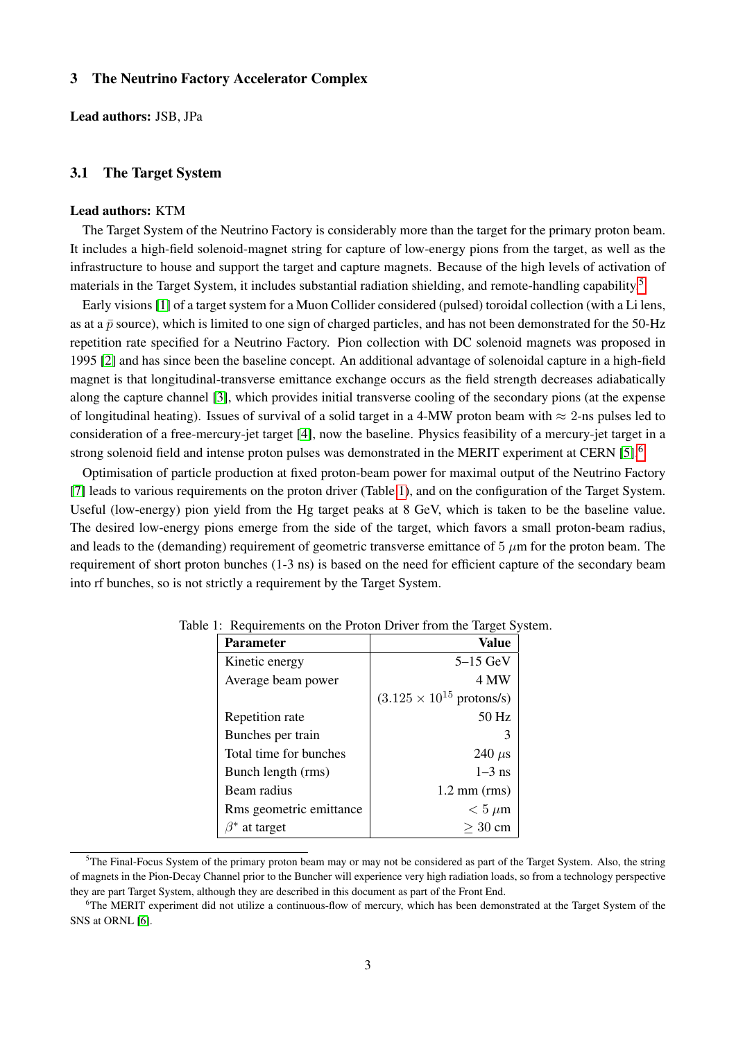## 3 The Neutrino Factory Accelerator Complex

**Lead authors:** JSB, JPa

### 3.1 The Target System

**Lead authors:** KTM

The Target System of the Neutrino Factory is considerably more than the target for the primary proton beam. It includes a high-field solenoid-magnet string for capture of low-energy pions from the target, as well as the infrastructure to house and support the target and capture magnets. Because of the high levels of activation of materials in the Target System, it includes substantial radiation shielding, and remote-handling capability.[5]

Early visions [1] of a target system for a Muon Collider considered (pulsed) toroidal collection (with a Li lens, as at a $\bar{p}$ source), which is limited to one sign of charged particles, and has not been demonstrated for the 50-Hz repetition rate specified for a Neutrino Factory. Pion collection with DC solenoid magnets was proposed in 1995 [2] and has since been the baseline concept. An additional advantage of solenoidal capture in a high-field magnet is that longitudinal-transverse emittance exchange occurs as the field strength decreases adiabatically along the capture channel [3], which provides initial transverse cooling of the secondary pions (at the expense of longitudinal heating). Issues of survival of a solid target in a 4-MW proton beam with $\approx$ 2-ns pulses led to consideration of a free-mercury-jet target [4], now the baseline. Physics feasibility of a mercury-jet target in a strong solenoid field and intense proton pulses was demonstrated in the MERIT experiment at CERN [5].[6]

Optimisation of particle production at fixed proton-beam power for maximal output of the Neutrino Factory [7] leads to various requirements on the proton driver (Table 1), and on the configuration of the Target System. Useful (low-energy) pion yield from the Hg target peaks at 8 GeV, which is taken to be the baseline value. The desired low-energy pions emerge from the side of the target, which favors a small proton-beam radius, and leads to the (demanding) requirement of geometric transverse emittance of 5 $\mu$m for the proton beam. The requirement of short proton bunches (1-3 ns) is based on the need for efficient capture of the secondary beam into rf bunches, so is not strictly a requirement by the Target System.

Table 1: Requirements on the Proton Driver from the Target System.

| **Parameter** | **Value** |
|---|---|
| Kinetic energy | 5–15 GeV |
| Average beam power | 4 MW |
| | ($3.125 \times 10^{15}$ protons/s) |
| Repetition rate | 50 Hz |
| Bunches per train | 3 |
| Total time for bunches | 240 $\mu$s |
| Bunch length (rms) | 1–3 ns |
| Beam radius | 1.2 mm (rms) |
| Rms geometric emittance | $< 5$ $\mu$m |
| $\beta^*$ at target | $\geq 30$ cm |

[5] The Final-Focus System of the primary proton beam may or may not be considered as part of the Target System. Also, the string of magnets in the Pion-Decay Channel prior to the Buncher will experience very high radiation loads, so from a technology perspective they are part Target System, although they are described in this document as part of the Front End.

[6] The MERIT experiment did not utilize a continuous-flow of mercury, which has been demonstrated at the Target System of the SNS at ORNL [6].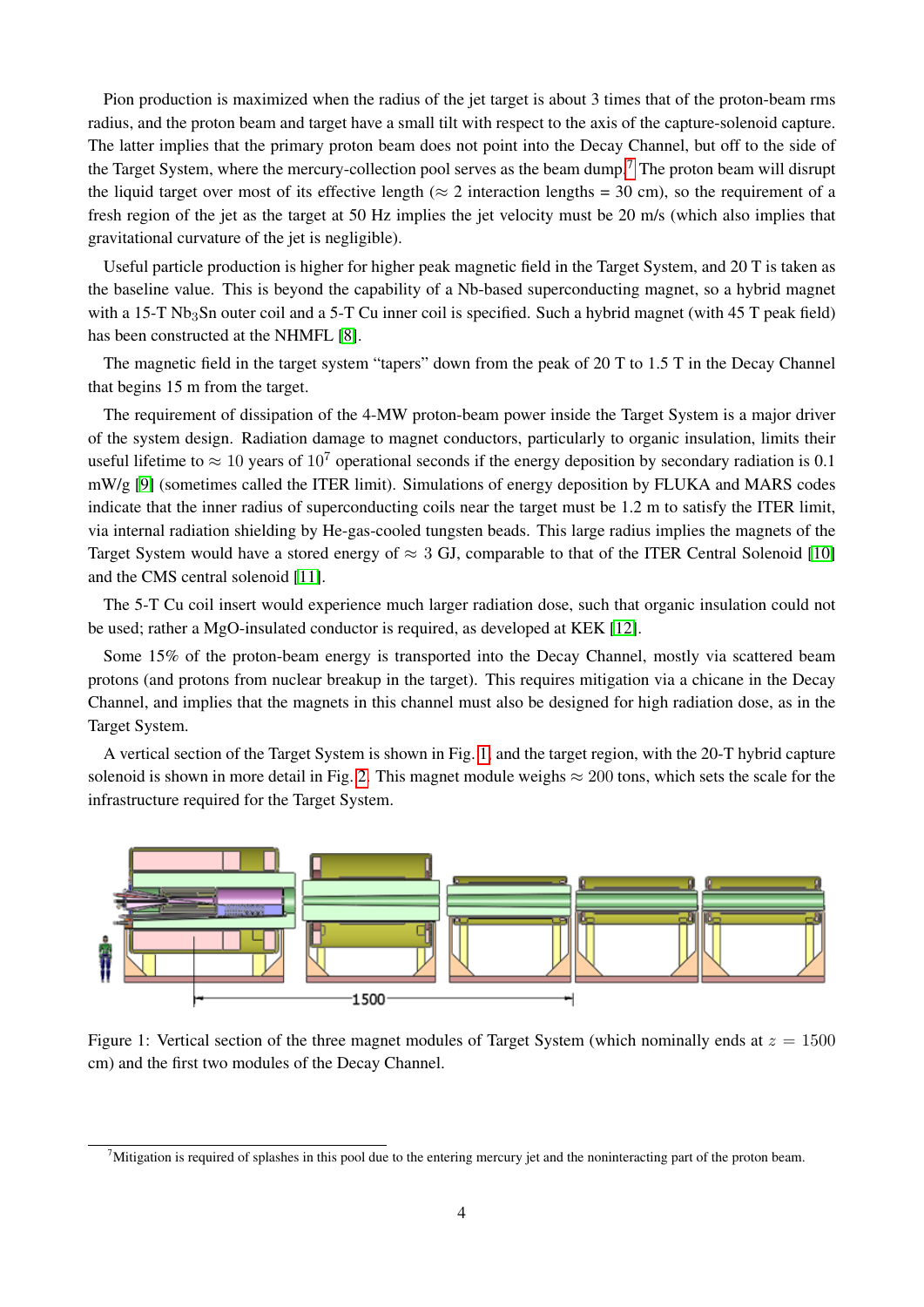Pion production is maximized when the radius of the jet target is about 3 times that of the proton-beam rms radius, and the proton beam and target have a small tilt with respect to the axis of the capture-solenoid capture. The latter implies that the primary proton beam does not point into the Decay Channel, but off to the side of the Target System, where the mercury-collection pool serves as the beam dump.[7] The proton beam will disrupt the liquid target over most of its effective length ($\approx$ 2 interaction lengths = 30 cm), so the requirement of a fresh region of the jet as the target at 50 Hz implies the jet velocity must be 20 m/s (which also implies that gravitational curvature of the jet is negligible).

Useful particle production is higher for higher peak magnetic field in the Target System, and 20 T is taken as the baseline value. This is beyond the capability of a Nb-based superconducting magnet, so a hybrid magnet with a 15-T $Nb_3Sn$ outer coil and a 5-T Cu inner coil is specified. Such a hybrid magnet (with 45 T peak field) has been constructed at the NHMFL [8].

The magnetic field in the target system "tapers" down from the peak of 20 T to 1.5 T in the Decay Channel that begins 15 m from the target.

The requirement of dissipation of the 4-MW proton-beam power inside the Target System is a major driver of the system design. Radiation damage to magnet conductors, particularly to organic insulation, limits their useful lifetime to $\approx 10$ years of $10^7$ operational seconds if the energy deposition by secondary radiation is 0.1 mW/g [9] (sometimes called the ITER limit). Simulations of energy deposition by FLUKA and MARS codes indicate that the inner radius of superconducting coils near the target must be 1.2 m to satisfy the ITER limit, via internal radiation shielding by He-gas-cooled tungsten beads. This large radius implies the magnets of the Target System would have a stored energy of $\approx$ 3 GJ, comparable to that of the ITER Central Solenoid [10] and the CMS central solenoid [11].

The 5-T Cu coil insert would experience much larger radiation dose, such that organic insulation could not be used; rather a MgO-insulated conductor is required, as developed at KEK [12].

Some 15% of the proton-beam energy is transported into the Decay Channel, mostly via scattered beam protons (and protons from nuclear breakup in the target). This requires mitigation via a chicane in the Decay Channel, and implies that the magnets in this channel must also be designed for high radiation dose, as in the Target System.

A vertical section of the Target System is shown in Fig. 1, and the target region, with the 20-T hybrid capture solenoid is shown in more detail in Fig. 2. This magnet module weighs $\approx 200$ tons, which sets the scale for the infrastructure required for the Target System.

Figure 1: Vertical section of the three magnet modules of Target System (which nominally ends at $z = 1500$ cm) and the first two modules of the Decay Channel.

[7] Mitigation is required of splashes in this pool due to the entering mercury jet and the noninteracting part of the proton beam.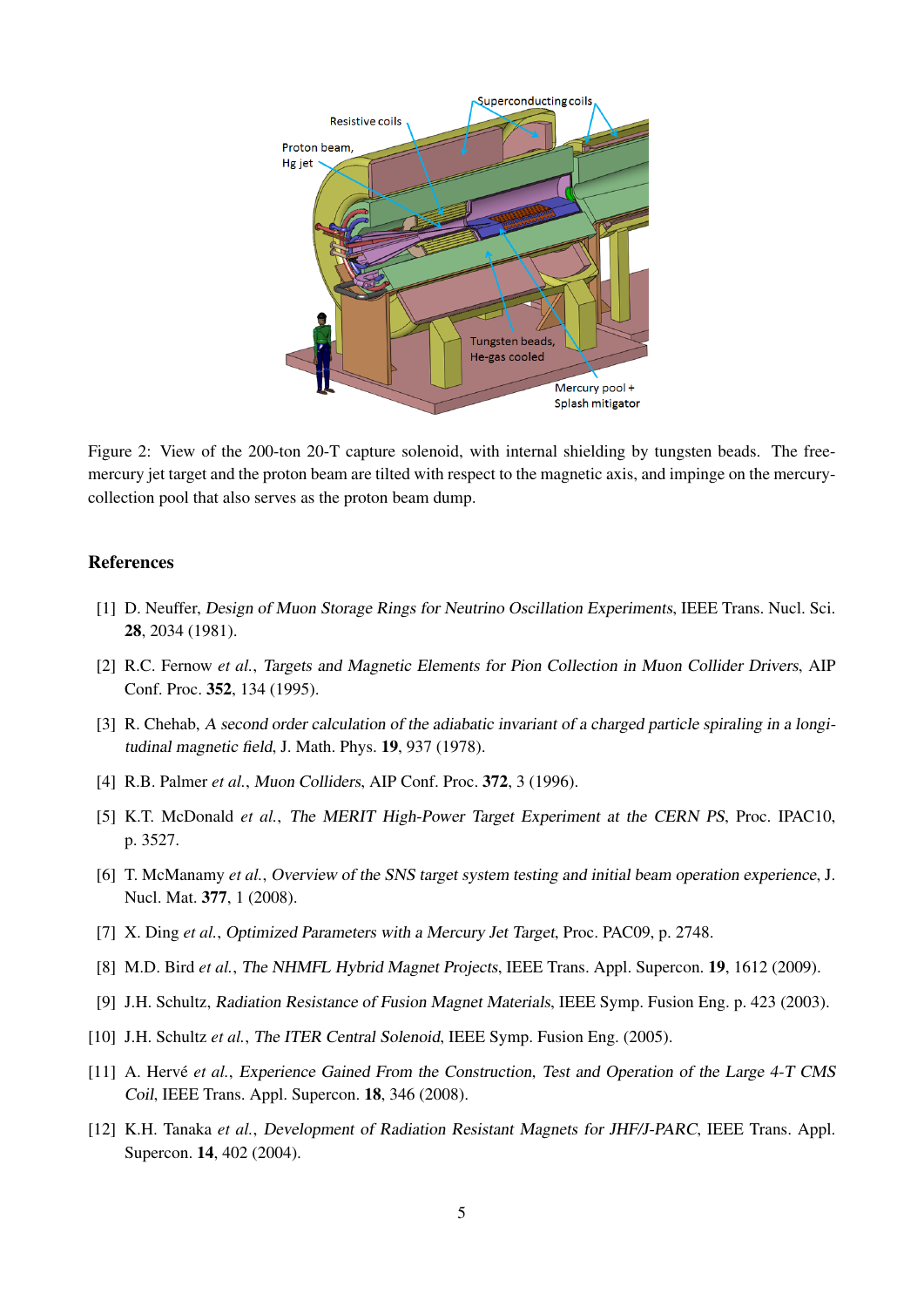Superconducting coils

Resistive coils

Proton beam,
Hg jet

Tungsten beads,
He-gas cooled

Mercury pool +
Splash mitigator

Figure 2: View of the 200-ton 20-T capture solenoid, with internal shielding by tungsten beads. The free-mercury jet target and the proton beam are tilted with respect to the magnetic axis, and impinge on the mercury-collection pool that also serves as the proton beam dump.

## References

[1] D. Neuffer, *Design of Muon Storage Rings for Neutrino Oscillation Experiments*, IEEE Trans. Nucl. Sci. **28**, 2034 (1981).

[2] R.C. Fernow *et al.*, *Targets and Magnetic Elements for Pion Collection in Muon Collider Drivers*, AIP Conf. Proc. **352**, 134 (1995).

[3] R. Chehab, *A second order calculation of the adiabatic invariant of a charged particle spiraling in a longitudinal magnetic field*, J. Math. Phys. **19**, 937 (1978).

[4] R.B. Palmer *et al.*, *Muon Colliders*, AIP Conf. Proc. **372**, 3 (1996).

[5] K.T. McDonald *et al.*, *The MERIT High-Power Target Experiment at the CERN PS*, Proc. IPAC10, p. 3527.

[6] T. McManamy *et al.*, *Overview of the SNS target system testing and initial beam operation experience*, J. Nucl. Mat. **377**, 1 (2008).

[7] X. Ding *et al.*, *Optimized Parameters with a Mercury Jet Target*, Proc. PAC09, p. 2748.

[8] M.D. Bird *et al.*, *The NHMFL Hybrid Magnet Projects*, IEEE Trans. Appl. Supercon. **19**, 1612 (2009).

[9] J.H. Schultz, *Radiation Resistance of Fusion Magnet Materials*, IEEE Symp. Fusion Eng. p. 423 (2003).

[10] J.H. Schultz *et al.*, *The ITER Central Solenoid*, IEEE Symp. Fusion Eng. (2005).

[11] A. Hervé *et al.*, *Experience Gained From the Construction, Test and Operation of the Large 4-T CMS Coil*, IEEE Trans. Appl. Supercon. **18**, 346 (2008).

[12] K.H. Tanaka *et al.*, *Development of Radiation Resistant Magnets for JHF/J-PARC*, IEEE Trans. Appl. Supercon. **14**, 402 (2004).